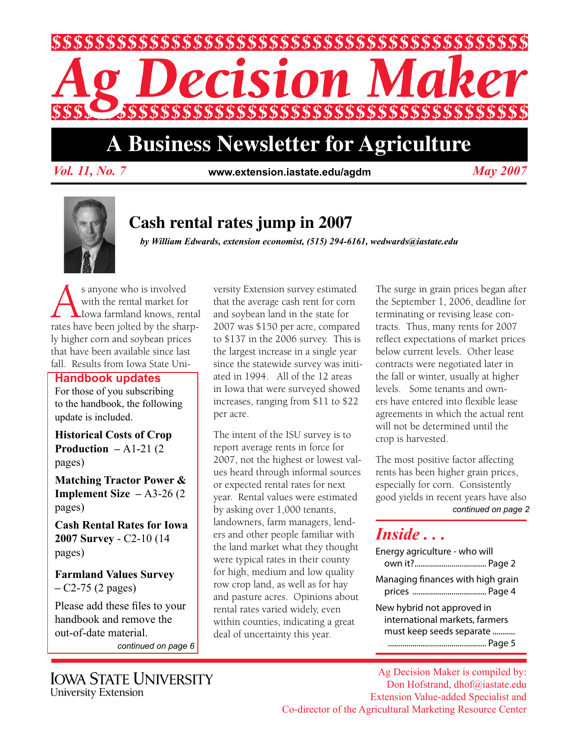# Ag Decision Maker

## A Business Newsletter for Agriculture

*Vol. 11, No. 7* www.extension.iastate.edu/agdm *May 2007*

## Cash rental rates jump in 2007

***by William Edwards, extension economist, (515) 294-6161, wedwards@iastate.edu***

As anyone who is involved with the rental market for Iowa farmland knows, rental rates have been jolted by the sharply higher corn and soybean prices that have been available since last fall. Results from Iowa State University Extension survey estimated that the average cash rent for corn and soybean land in the state for 2007 was $150 per acre, compared to $137 in the 2006 survey. This is the largest increase in a single year since the statewide survey was initiated in 1994. All of the 12 areas in Iowa that were surveyed showed increases, ranging from $11 to $22 per acre.

The intent of the ISU survey is to report average rents in force for 2007, not the highest or lowest values heard through informal sources or expected rental rates for next year. Rental values were estimated by asking over 1,000 tenants, landowners, farm managers, lenders and other people familiar with the land market what they thought were typical rates in their county for high, medium and low quality row crop land, as well as for hay and pasture acres. Opinions about rental rates varied widely, even within counties, indicating a great deal of uncertainty this year.

The surge in grain prices began after the September 1, 2006, deadline for terminating or revising lease contracts. Thus, many rents for 2007 reflect expectations of market prices below current levels. Other lease contracts were negotiated later in the fall or winter, usually at higher levels. Some tenants and owners have entered into flexible lease agreements in which the actual rent will not be determined until the crop is harvested.

The most positive factor affecting rents has been higher grain prices, especially for corn. Consistently good yields in recent years have also

*continued on page 2*

### Handbook updates

For those of you subscribing to the handbook, the following update is included.

**Historical Costs of Crop Production** – A1-21 (2 pages)

**Matching Tractor Power & Implement Size** – A3-26 (2 pages)

**Cash Rental Rates for Iowa 2007 Survey** - C2-10 (14 pages)

**Farmland Values Survey** – C2-75 (2 pages)

Please add these files to your handbook and remove the out-of-date material.

*continued on page 6*

### *Inside . . .*

Energy agriculture - who will own it? .................................. Page 2

Managing finances with high grain prices .................................. Page 4

New hybrid not approved in international markets, farmers must keep seeds separate .................................. Page 5

Iowa State University
University Extension

Ag Decision Maker is compiled by:
Don Hofstrand, dhof@iastate.edu
Extension Value-added Specialist and
Co-director of the Agricultural Marketing Resource Center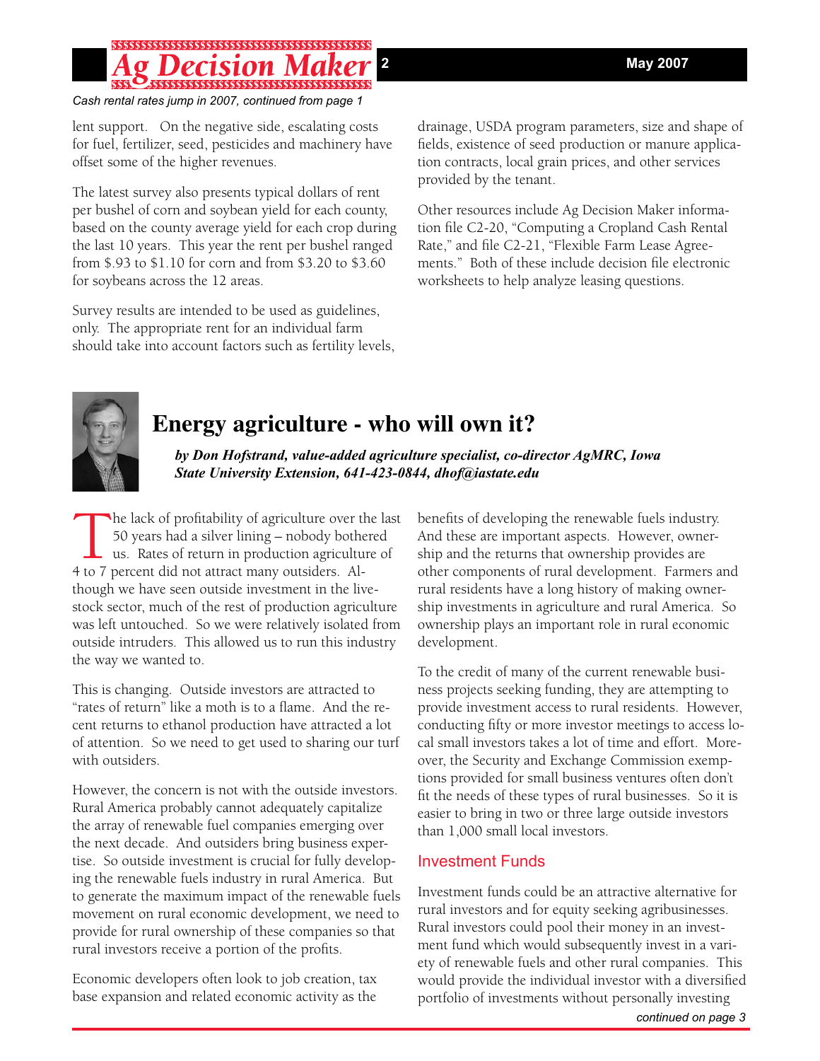*Cash rental rates jump in 2007, continued from page 1*

lent support. On the negative side, escalating costs for fuel, fertilizer, seed, pesticides and machinery have offset some of the higher revenues.

The latest survey also presents typical dollars of rent per bushel of corn and soybean yield for each county, based on the county average yield for each crop during the last 10 years. This year the rent per bushel ranged from $.93 to $1.10 for corn and from $3.20 to $3.60 for soybeans across the 12 areas.

Survey results are intended to be used as guidelines, only. The appropriate rent for an individual farm should take into account factors such as fertility levels, drainage, USDA program parameters, size and shape of fields, existence of seed production or manure application contracts, local grain prices, and other services provided by the tenant.

Other resources include Ag Decision Maker information file C2-20, "Computing a Cropland Cash Rental Rate," and file C2-21, "Flexible Farm Lease Agreements." Both of these include decision file electronic worksheets to help analyze leasing questions.

# Energy agriculture - who will own it?

***by Don Hofstrand, value-added agriculture specialist, co-director AgMRC, Iowa State University Extension, 641-423-0844, dhof@iastate.edu***

The lack of profitability of agriculture over the last 50 years had a silver lining – nobody bothered us. Rates of return in production agriculture of 4 to 7 percent did not attract many outsiders. Although we have seen outside investment in the livestock sector, much of the rest of production agriculture was left untouched. So we were relatively isolated from outside intruders. This allowed us to run this industry the way we wanted to.

This is changing. Outside investors are attracted to "rates of return" like a moth is to a flame. And the recent returns to ethanol production have attracted a lot of attention. So we need to get used to sharing our turf with outsiders.

However, the concern is not with the outside investors. Rural America probably cannot adequately capitalize the array of renewable fuel companies emerging over the next decade. And outsiders bring business expertise. So outside investment is crucial for fully developing the renewable fuels industry in rural America. But to generate the maximum impact of the renewable fuels movement on rural economic development, we need to provide for rural ownership of these companies so that rural investors receive a portion of the profits.

Economic developers often look to job creation, tax base expansion and related economic activity as the benefits of developing the renewable fuels industry. And these are important aspects. However, ownership and the returns that ownership provides are other components of rural development. Farmers and rural residents have a long history of making ownership investments in agriculture and rural America. So ownership plays an important role in rural economic development.

To the credit of many of the current renewable business projects seeking funding, they are attempting to provide investment access to rural residents. However, conducting fifty or more investor meetings to access local small investors takes a lot of time and effort. Moreover, the Security and Exchange Commission exemptions provided for small business ventures often don't fit the needs of these types of rural businesses. So it is easier to bring in two or three large outside investors than 1,000 small local investors.

## Investment Funds

Investment funds could be an attractive alternative for rural investors and for equity seeking agribusinesses. Rural investors could pool their money in an investment fund which would subsequently invest in a variety of renewable fuels and other rural companies. This would provide the individual investor with a diversified portfolio of investments without personally investing

*continued on page 3*